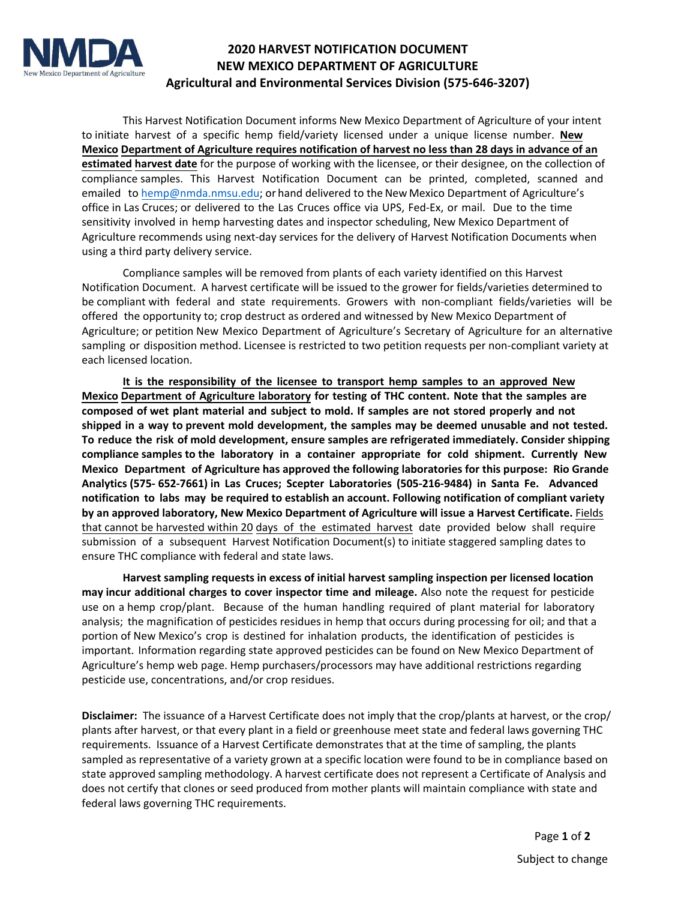# 2020 HARVEST NOTIFICATION DOCUMENT
# NEW MEXICO DEPARTMENT OF AGRICULTURE
## Agricultural and Environmental Services Division (575-646-3207)

This Harvest Notification Document informs New Mexico Department of Agriculture of your intent to initiate harvest of a specific hemp field/variety licensed under a unique license number. **New Mexico Department of Agriculture requires notification of harvest no less than 28 days in advance of an estimated harvest date** for the purpose of working with the licensee, or their designee, on the collection of compliance samples. This Harvest Notification Document can be printed, completed, scanned and emailed to hemp@nmda.nmsu.edu; or hand delivered to the New Mexico Department of Agriculture's office in Las Cruces; or delivered to the Las Cruces office via UPS, Fed-Ex, or mail. Due to the time sensitivity involved in hemp harvesting dates and inspector scheduling, New Mexico Department of Agriculture recommends using next-day services for the delivery of Harvest Notification Documents when using a third party delivery service.

Compliance samples will be removed from plants of each variety identified on this Harvest Notification Document. A harvest certificate will be issued to the grower for fields/varieties determined to be compliant with federal and state requirements. Growers with non-compliant fields/varieties will be offered the opportunity to; crop destruct as ordered and witnessed by New Mexico Department of Agriculture; or petition New Mexico Department of Agriculture's Secretary of Agriculture for an alternative sampling or disposition method. Licensee is restricted to two petition requests per non-compliant variety at each licensed location.

**It is the responsibility of the licensee to transport hemp samples to an approved New Mexico Department of Agriculture laboratory for testing of THC content. Note that the samples are composed of wet plant material and subject to mold. If samples are not stored properly and not shipped in a way to prevent mold development, the samples may be deemed unusable and not tested. To reduce the risk of mold development, ensure samples are refrigerated immediately. Consider shipping compliance samples to the laboratory in a container appropriate for cold shipment. Currently New Mexico Department of Agriculture has approved the following laboratories for this purpose: Rio Grande Analytics (575- 652-7661) in Las Cruces; Scepter Laboratories (505-216-9484) in Santa Fe. Advanced notification to labs may be required to establish an account. Following notification of compliant variety by an approved laboratory, New Mexico Department of Agriculture will issue a Harvest Certificate.** Fields that cannot be harvested within 20 days of the estimated harvest date provided below shall require submission of a subsequent Harvest Notification Document(s) to initiate staggered sampling dates to ensure THC compliance with federal and state laws.

**Harvest sampling requests in excess of initial harvest sampling inspection per licensed location may incur additional charges to cover inspector time and mileage.** Also note the request for pesticide use on a hemp crop/plant. Because of the human handling required of plant material for laboratory analysis; the magnification of pesticides residues in hemp that occurs during processing for oil; and that a portion of New Mexico's crop is destined for inhalation products, the identification of pesticides is important. Information regarding state approved pesticides can be found on New Mexico Department of Agriculture's hemp web page. Hemp purchasers/processors may have additional restrictions regarding pesticide use, concentrations, and/or crop residues.

**Disclaimer:** The issuance of a Harvest Certificate does not imply that the crop/plants at harvest, or the crop/ plants after harvest, or that every plant in a field or greenhouse meet state and federal laws governing THC requirements. Issuance of a Harvest Certificate demonstrates that at the time of sampling, the plants sampled as representative of a variety grown at a specific location were found to be in compliance based on state approved sampling methodology. A harvest certificate does not represent a Certificate of Analysis and does not certify that clones or seed produced from mother plants will maintain compliance with state and federal laws governing THC requirements.

Subject to change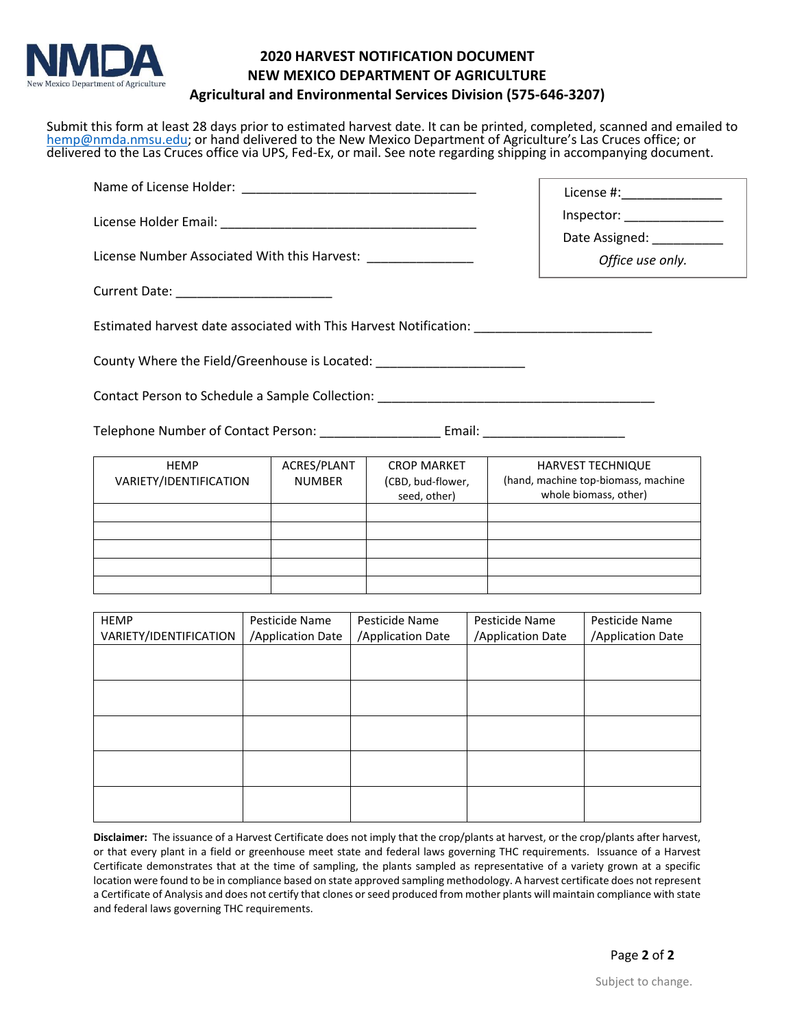# 2020 HARVEST NOTIFICATION DOCUMENT
## NEW MEXICO DEPARTMENT OF AGRICULTURE
### Agricultural and Environmental Services Division (575-646-3207)

Submit this form at least 28 days prior to estimated harvest date. It can be printed, completed, scanned and emailed to hemp@nmda.nmsu.edu; or hand delivered to the New Mexico Department of Agriculture's Las Cruces office; or delivered to the Las Cruces office via UPS, Fed-Ex, or mail. See note regarding shipping in accompanying document.

Name of License Holder: ________________________________

License Holder Email: ___________________________________

License Number Associated With this Harvest: ______________

License #:_____________

Inspector: _____________

Date Assigned: _________

*Office use only.*

Current Date: _____________________

Estimated harvest date associated with This Harvest Notification: ________________________

County Where the Field/Greenhouse is Located: ____________________

Contact Person to Schedule a Sample Collection: _____________________________________

Telephone Number of Contact Person: ________________ Email: ___________________

| HEMP VARIETY/IDENTIFICATION | ACRES/PLANT NUMBER | CROP MARKET (CBD, bud-flower, seed, other) | HARVEST TECHNIQUE (hand, machine top-biomass, machine whole biomass, other) |
|---|---|---|---|
| | | | |
| | | | |
| | | | |
| | | | |
| | | | |

| HEMP VARIETY/IDENTIFICATION | Pesticide Name /Application Date | Pesticide Name /Application Date | Pesticide Name /Application Date | Pesticide Name /Application Date |
|---|---|---|---|---|
| | | | | |
| | | | | |
| | | | | |
| | | | | |
| | | | | |

**Disclaimer:** The issuance of a Harvest Certificate does not imply that the crop/plants at harvest, or the crop/plants after harvest, or that every plant in a field or greenhouse meet state and federal laws governing THC requirements. Issuance of a Harvest Certificate demonstrates that at the time of sampling, the plants sampled as representative of a variety grown at a specific location were found to be in compliance based on state approved sampling methodology. A harvest certificate does not represent a Certificate of Analysis and does not certify that clones or seed produced from mother plants will maintain compliance with state and federal laws governing THC requirements.

Subject to change.